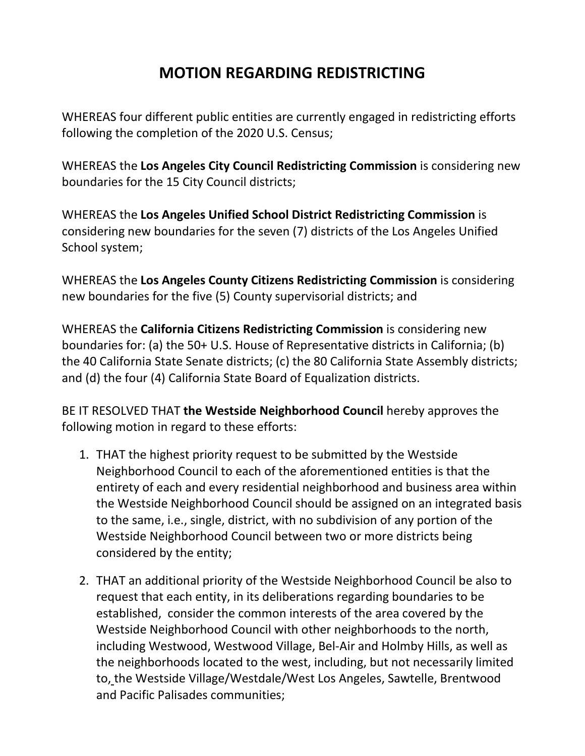# MOTION REGARDING REDISTRICTING

WHEREAS four different public entities are currently engaged in redistricting efforts following the completion of the 2020 U.S. Census;

WHEREAS the **Los Angeles City Council Redistricting Commission** is considering new boundaries for the 15 City Council districts;

WHEREAS the **Los Angeles Unified School District Redistricting Commission** is considering new boundaries for the seven (7) districts of the Los Angeles Unified School system;

WHEREAS the **Los Angeles County Citizens Redistricting Commission** is considering new boundaries for the five (5) County supervisorial districts; and

WHEREAS the **California Citizens Redistricting Commission** is considering new boundaries for: (a) the 50+ U.S. House of Representative districts in California; (b) the 40 California State Senate districts; (c) the 80 California State Assembly districts; and (d) the four (4) California State Board of Equalization districts.

BE IT RESOLVED THAT **the Westside Neighborhood Council** hereby approves the following motion in regard to these efforts:

1. THAT the highest priority request to be submitted by the Westside Neighborhood Council to each of the aforementioned entities is that the entirety of each and every residential neighborhood and business area within the Westside Neighborhood Council should be assigned on an integrated basis to the same, i.e., single, district, with no subdivision of any portion of the Westside Neighborhood Council between two or more districts being considered by the entity;

2. THAT an additional priority of the Westside Neighborhood Council be also to request that each entity, in its deliberations regarding boundaries to be established, consider the common interests of the area covered by the Westside Neighborhood Council with other neighborhoods to the north, including Westwood, Westwood Village, Bel-Air and Holmby Hills, as well as the neighborhoods located to the west, including, but not necessarily limited to, the Westside Village/Westdale/West Los Angeles, Sawtelle, Brentwood and Pacific Palisades communities;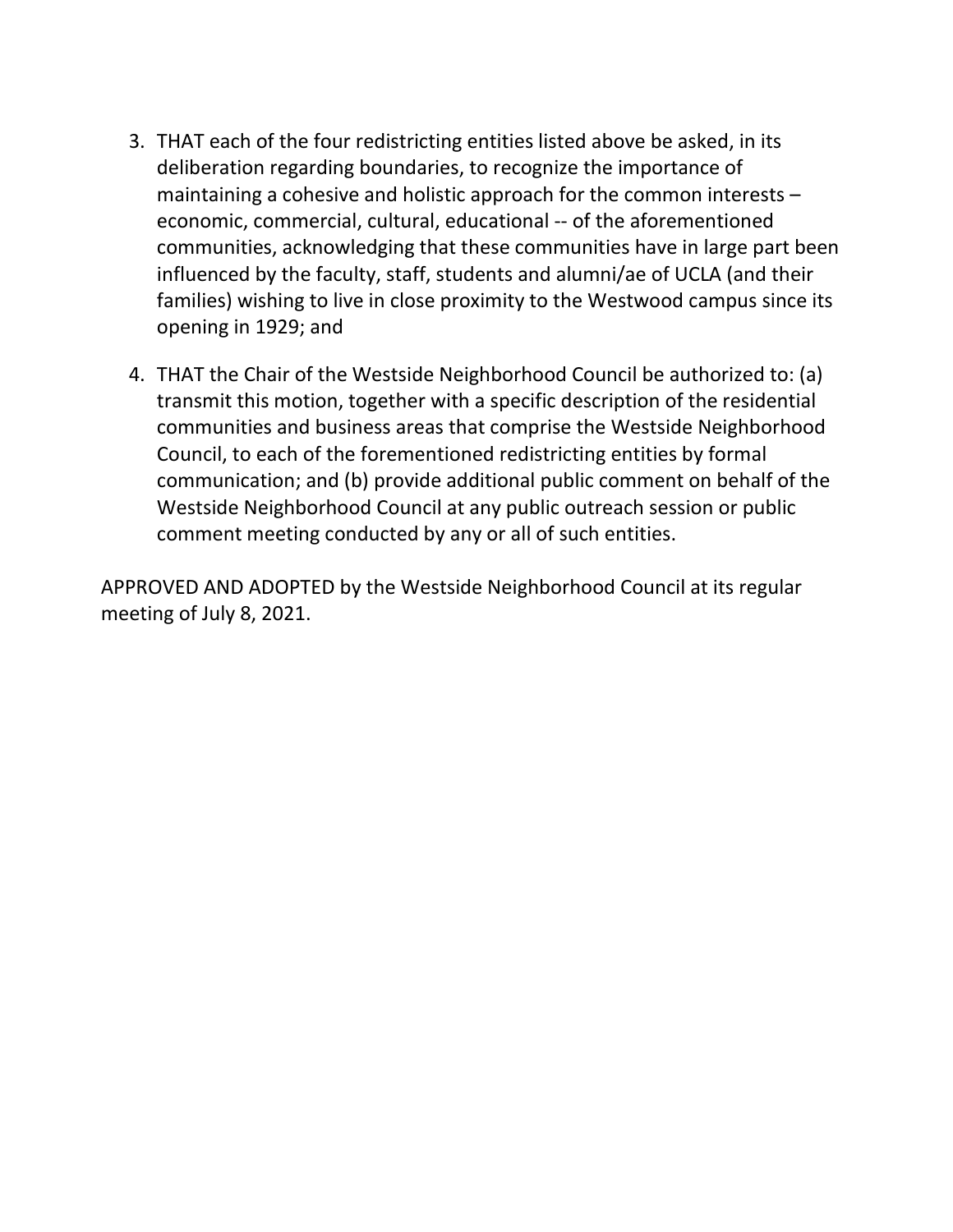3. THAT each of the four redistricting entities listed above be asked, in its deliberation regarding boundaries, to recognize the importance of maintaining a cohesive and holistic approach for the common interests – economic, commercial, cultural, educational -- of the aforementioned communities, acknowledging that these communities have in large part been influenced by the faculty, staff, students and alumni/ae of UCLA (and their families) wishing to live in close proximity to the Westwood campus since its opening in 1929; and

4. THAT the Chair of the Westside Neighborhood Council be authorized to: (a) transmit this motion, together with a specific description of the residential communities and business areas that comprise the Westside Neighborhood Council, to each of the forementioned redistricting entities by formal communication; and (b) provide additional public comment on behalf of the Westside Neighborhood Council at any public outreach session or public comment meeting conducted by any or all of such entities.

APPROVED AND ADOPTED by the Westside Neighborhood Council at its regular meeting of July 8, 2021.